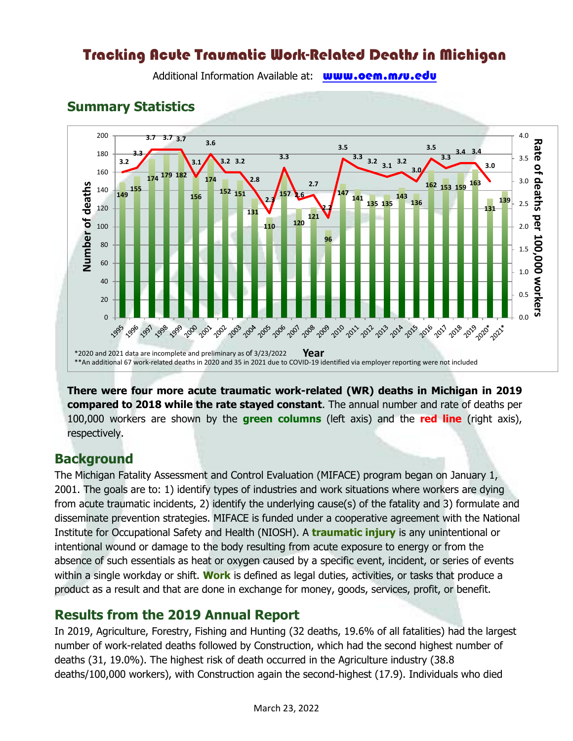# Tracking Acute Traumatic Work-Related Deaths in Michigan

Additional Information Available at: **www.oem.msu.edu**

## Summary Statistics

| Year | Number of deaths | Rate of deaths per 100,000 workers |
|---|---|---|
| 1995 | 149 | 3.2 |
| 1996 | 155 | 3.3 |
| 1997 | 174 | 3.7 |
| 1998 | 179 | 3.7 |
| 1999 | 182 | 3.7 |
| 2000 | 156 | 3.1 |
| 2001 | 174 | 3.6 |
| 2002 | 152 | 3.2 |
| 2003 | 151 | 3.2 |
| 2004 | 131 | 2.8 |
| 2005 | 110 | 2.3 |
| 2006 | 157 | 3.3 |
| 2007 | 120 | 2.6 |
| 2008 | 121 | 2.7 |
| 2009 | 96 | 2.2 |
| 2010 | 147 | 3.5 |
| 2011 | 141 | 3.3 |
| 2012 | 135 | 3.2 |
| 2013 | 135 | 3.1 |
| 2014 | 143 | 3.2 |
| 2015 | 136 | 3.0 |
| 2016 | 162 | 3.5 |
| 2017 | 153 | 3.3 |
| 2018 | 159 | 3.4 |
| 2019 | 163 | 3.4 |
| 2020* | 131 | 3.0 |
| 2021* | 139 | |

*2020 and 2021 data are incomplete and preliminary as of 3/23/2022

**An additional 67 work-related deaths in 2020 and 35 in 2021 due to COVID-19 identified via employer reporting were not included

**There were four more acute traumatic work-related (WR) deaths in Michigan in 2019 compared to 2018 while the rate stayed constant**. The annual number and rate of deaths per 100,000 workers are shown by the **green columns** (left axis) and the **red line** (right axis), respectively.

## Background

The Michigan Fatality Assessment and Control Evaluation (MIFACE) program began on January 1, 2001. The goals are to: 1) identify types of industries and work situations where workers are dying from acute traumatic incidents, 2) identify the underlying cause(s) of the fatality and 3) formulate and disseminate prevention strategies. MIFACE is funded under a cooperative agreement with the National Institute for Occupational Safety and Health (NIOSH). A **traumatic injury** is any unintentional or intentional wound or damage to the body resulting from acute exposure to energy or from the absence of such essentials as heat or oxygen caused by a specific event, incident, or series of events within a single workday or shift. **Work** is defined as legal duties, activities, or tasks that produce a product as a result and that are done in exchange for money, goods, services, profit, or benefit.

## Results from the 2019 Annual Report

In 2019, Agriculture, Forestry, Fishing and Hunting (32 deaths, 19.6% of all fatalities) had the largest number of work-related deaths followed by Construction, which had the second highest number of deaths (31, 19.0%). The highest risk of death occurred in the Agriculture industry (38.8 deaths/100,000 workers), with Construction again the second-highest (17.9). Individuals who died

March 23, 2022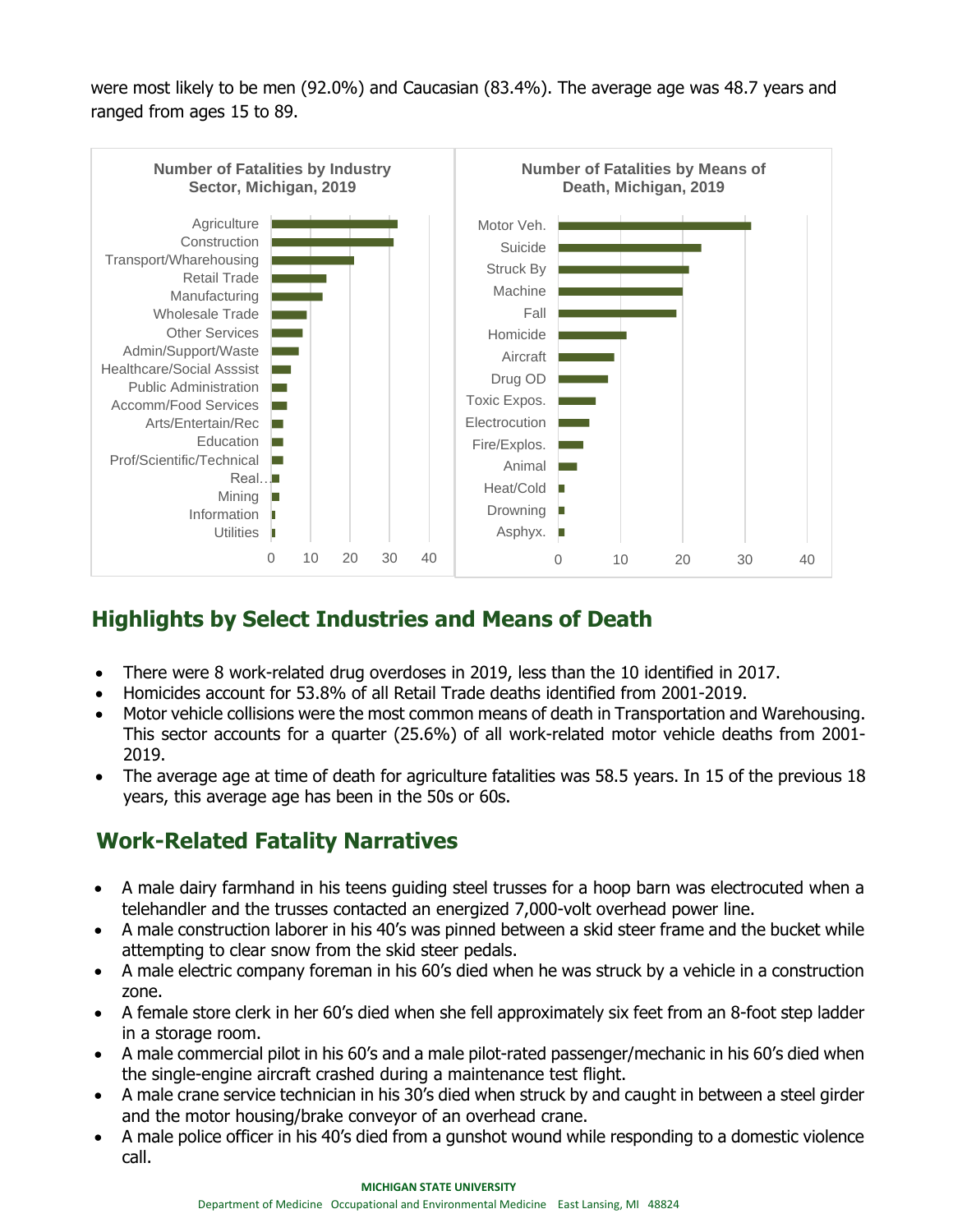were most likely to be men (92.0%) and Caucasian (83.4%). The average age was 48.7 years and ranged from ages 15 to 89.

**Number of Fatalities by Industry Sector, Michigan, 2019**

Agriculture
Construction
Transport/Wharehousing
Retail Trade
Manufacturing
Wholesale Trade
Other Services
Admin/Support/Waste
Healthcare/Social Asssist
Public Administration
Accomm/Food Services
Arts/Entertain/Rec
Education
Prof/Scientific/Technical
Real...
Mining
Information
Utilities

0 10 20 30 40

**Number of Fatalities by Means of Death, Michigan, 2019**

Motor Veh.
Suicide
Struck By
Machine
Fall
Homicide
Aircraft
Drug OD
Toxic Expos.
Electrocution
Fire/Explos.
Animal
Heat/Cold
Drowning
Asphyx.

0 10 20 30 40

## Highlights by Select Industries and Means of Death

- There were 8 work-related drug overdoses in 2019, less than the 10 identified in 2017.
- Homicides account for 53.8% of all Retail Trade deaths identified from 2001-2019.
- Motor vehicle collisions were the most common means of death in Transportation and Warehousing. This sector accounts for a quarter (25.6%) of all work-related motor vehicle deaths from 2001-2019.
- The average age at time of death for agriculture fatalities was 58.5 years. In 15 of the previous 18 years, this average age has been in the 50s or 60s.

## Work-Related Fatality Narratives

- A male dairy farmhand in his teens guiding steel trusses for a hoop barn was electrocuted when a telehandler and the trusses contacted an energized 7,000-volt overhead power line.
- A male construction laborer in his 40's was pinned between a skid steer frame and the bucket while attempting to clear snow from the skid steer pedals.
- A male electric company foreman in his 60's died when he was struck by a vehicle in a construction zone.
- A female store clerk in her 60's died when she fell approximately six feet from an 8-foot step ladder in a storage room.
- A male commercial pilot in his 60's and a male pilot-rated passenger/mechanic in his 60's died when the single-engine aircraft crashed during a maintenance test flight.
- A male crane service technician in his 30's died when struck by and caught in between a steel girder and the motor housing/brake conveyor of an overhead crane.
- A male police officer in his 40's died from a gunshot wound while responding to a domestic violence call.

**MICHIGAN STATE UNIVERSITY**

Department of Medicine Occupational and Environmental Medicine East Lansing, MI 48824